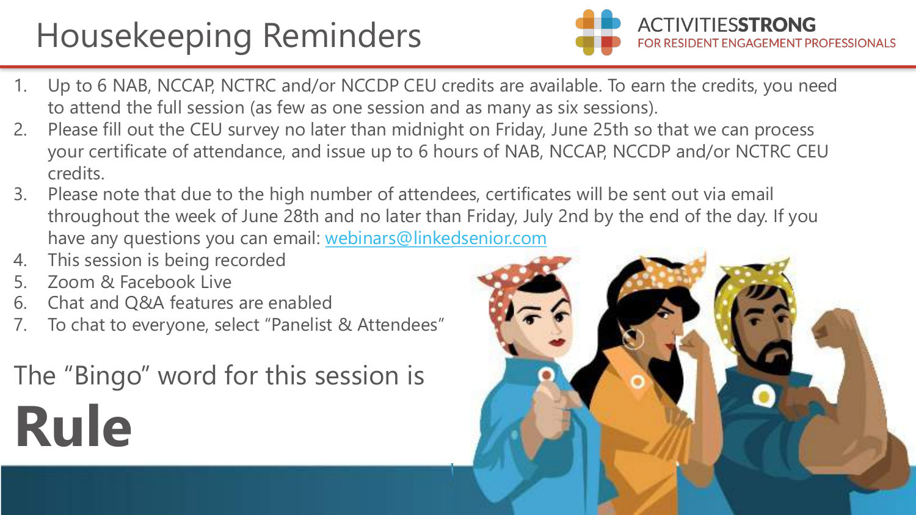# Housekeeping Reminders

ACTIVITIES**STRONG**
FOR RESIDENT ENGAGEMENT PROFESSIONALS

1. Up to 6 NAB, NCCAP, NCTRC and/or NCCDP CEU credits are available. To earn the credits, you need to attend the full session (as few as one session and as many as six sessions).
2. Please fill out the CEU survey no later than midnight on Friday, June 25th so that we can process your certificate of attendance, and issue up to 6 hours of NAB, NCCAP, NCCDP and/or NCTRC CEU credits.
3. Please note that due to the high number of attendees, certificates will be sent out via email throughout the week of June 28th and no later than Friday, July 2nd by the end of the day. If you have any questions you can email: webinars@linkedsenior.com
4. This session is being recorded
5. Zoom & Facebook Live
6. Chat and Q&A features are enabled
7. To chat to everyone, select "Panelist & Attendees"

The "Bingo" word for this session is

**Rule**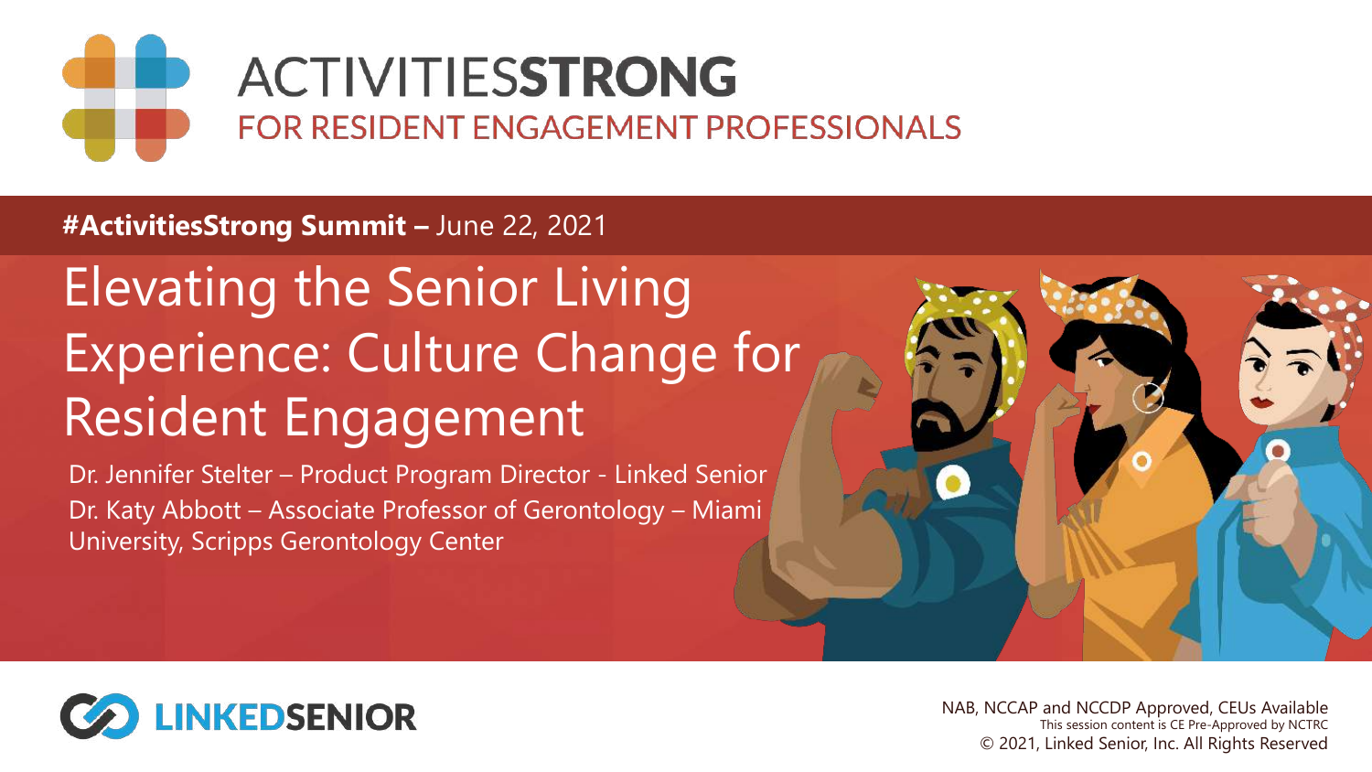# ACTIVITIESSTRONG

FOR RESIDENT ENGAGEMENT PROFESSIONALS

**#ActivitiesStrong Summit –** June 22, 2021

## Elevating the Senior Living Experience: Culture Change for Resident Engagement

Dr. Jennifer Stelter – Product Program Director - Linked Senior

Dr. Katy Abbott – Associate Professor of Gerontology – Miami University, Scripps Gerontology Center

LINKEDSENIOR

NAB, NCCAP and NCCDP Approved, CEUs Available

This session content is CE Pre-Approved by NCTRC

© 2021, Linked Senior, Inc. All Rights Reserved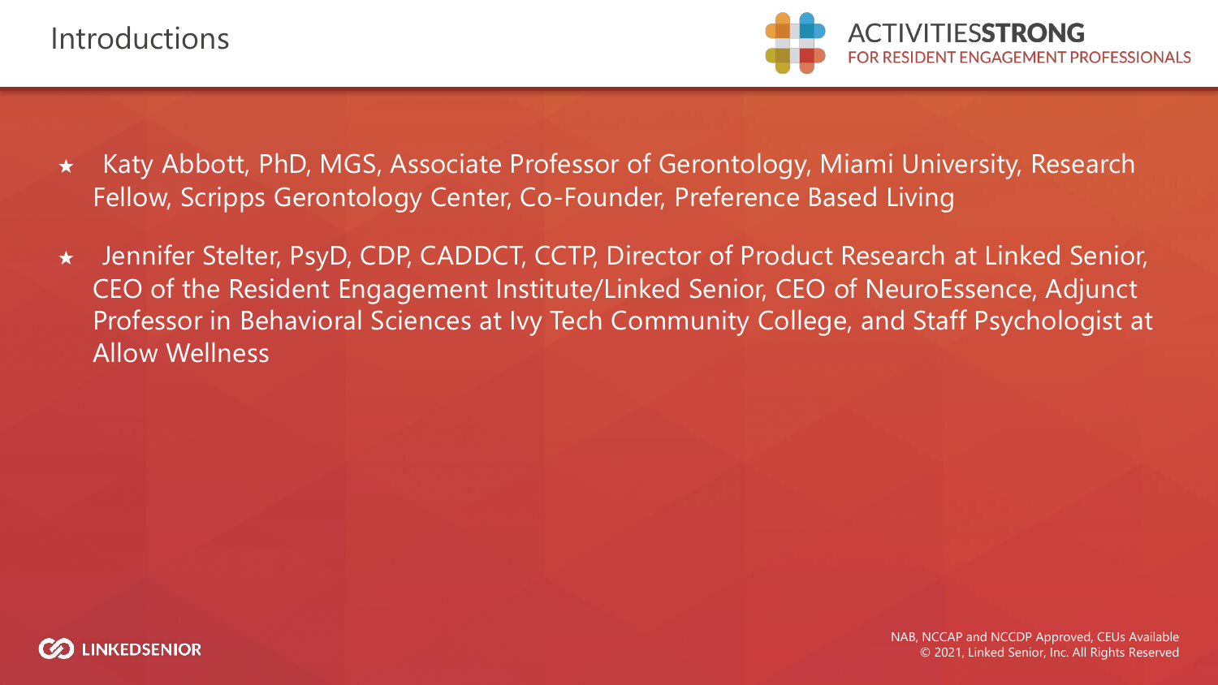# Introductions

- Katy Abbott, PhD, MGS, Associate Professor of Gerontology, Miami University, Research Fellow, Scripps Gerontology Center, Co-Founder, Preference Based Living
- Jennifer Stelter, PsyD, CDP, CADDCT, CCTP, Director of Product Research at Linked Senior, CEO of the Resident Engagement Institute/Linked Senior, CEO of NeuroEssence, Adjunct Professor in Behavioral Sciences at Ivy Tech Community College, and Staff Psychologist at Allow Wellness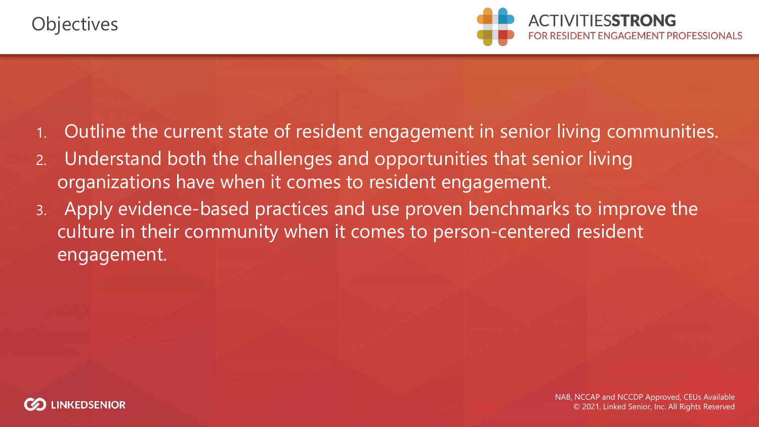# Objectives

1. Outline the current state of resident engagement in senior living communities.
2. Understand both the challenges and opportunities that senior living organizations have when it comes to resident engagement.
3. Apply evidence-based practices and use proven benchmarks to improve the culture in their community when it comes to person-centered resident engagement.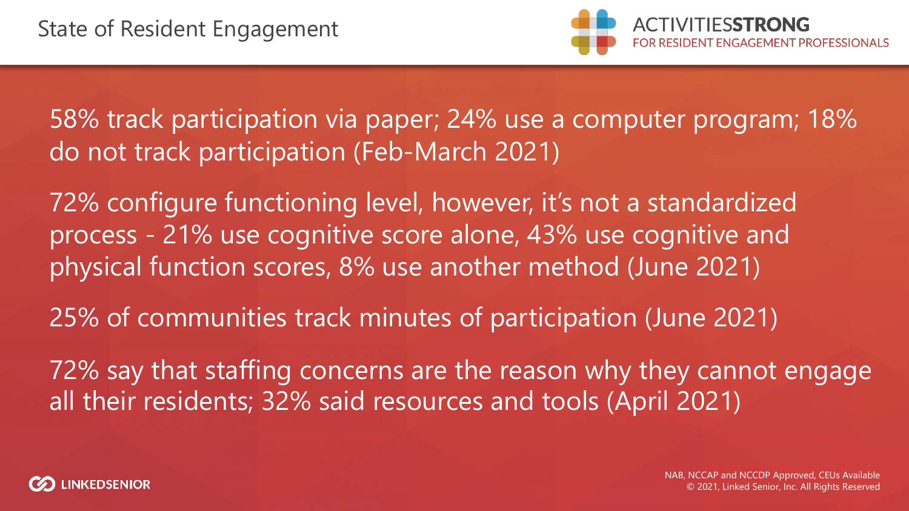# State of Resident Engagement

58% track participation via paper; 24% use a computer program; 18% do not track participation (Feb-March 2021)

72% configure functioning level, however, it's not a standardized process - 21% use cognitive score alone, 43% use cognitive and physical function scores, 8% use another method (June 2021)

25% of communities track minutes of participation (June 2021)

72% say that staffing concerns are the reason why they cannot engage all their residents; 32% said resources and tools (April 2021)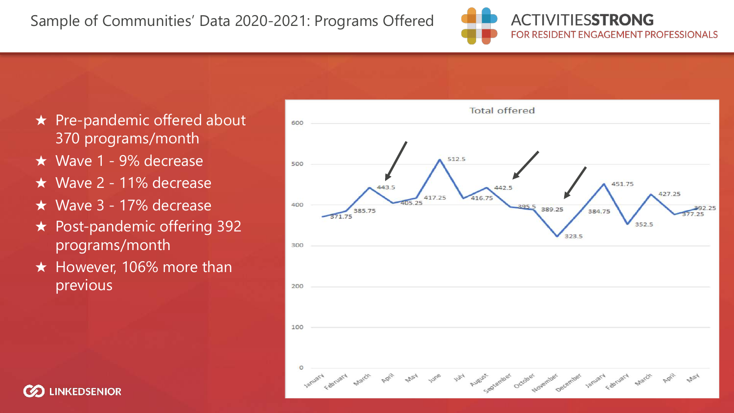# Sample of Communities' Data 2020-2021: Programs Offered

- Pre-pandemic offered about 370 programs/month
- Wave 1 - 9% decrease
- Wave 2 - 11% decrease
- Wave 3 - 17% decrease
- Post-pandemic offering 392 programs/month
- However, 106% more than previous

**Total offered**

| Month | Total offered |
|---|---|
| January | 371.75 |
| February | 385.75 |
| March | 443.5 |
| April | 405.25 |
| May | 417.25 |
| June | 512.5 |
| July | 416.75 |
| August | 442.5 |
| September | 395.5 |
| October | 389.25 |
| November | 323.5 |
| December | 384.75 |
| January | 451.75 |
| February | 352.5 |
| March | 427.25 |
| April | 377.25 |
| May | 392.25 |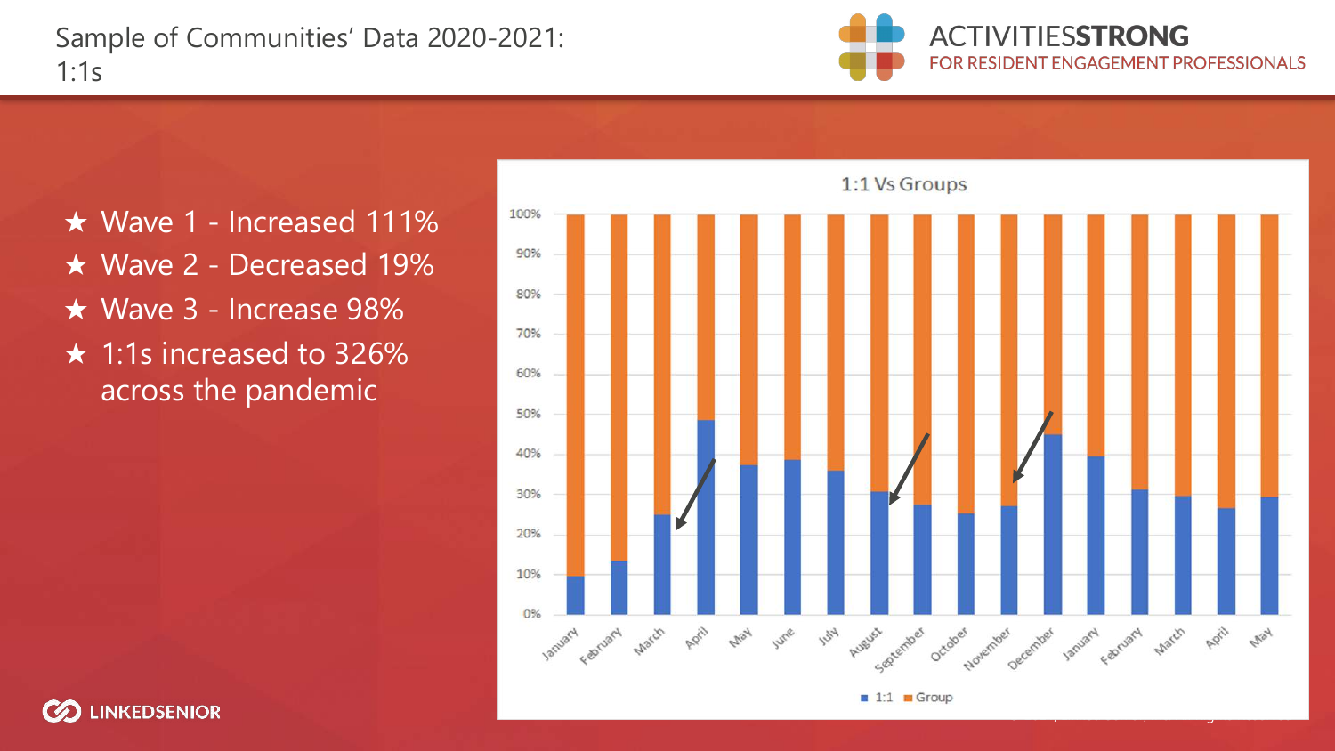# Sample of Communities' Data 2020-2021: 1:1s

- ★ Wave 1 - Increased 111%
- ★ Wave 2 - Decreased 19%
- ★ Wave 3 - Increase 98%
- ★ 1:1s increased to 326% across the pandemic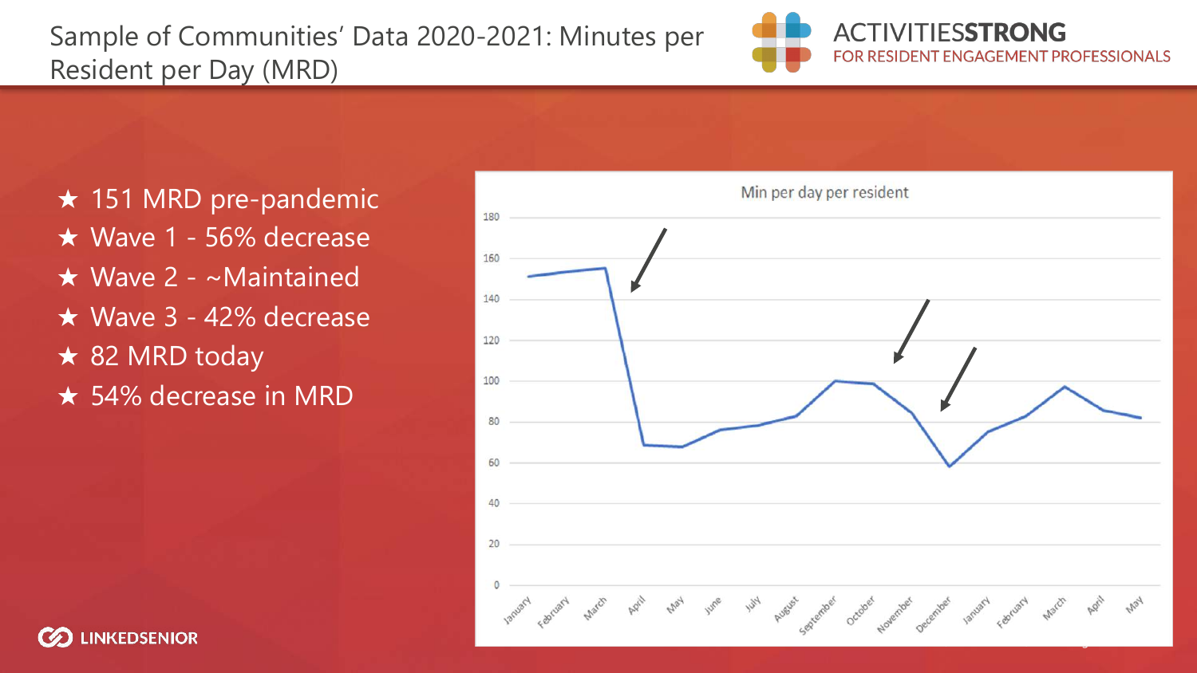# Sample of Communities' Data 2020-2021: Minutes per Resident per Day (MRD)

- ★ 151 MRD pre-pandemic
- ★ Wave 1 - 56% decrease
- ★ Wave 2 - ~Maintained
- ★ Wave 3 - 42% decrease
- ★ 82 MRD today
- ★ 54% decrease in MRD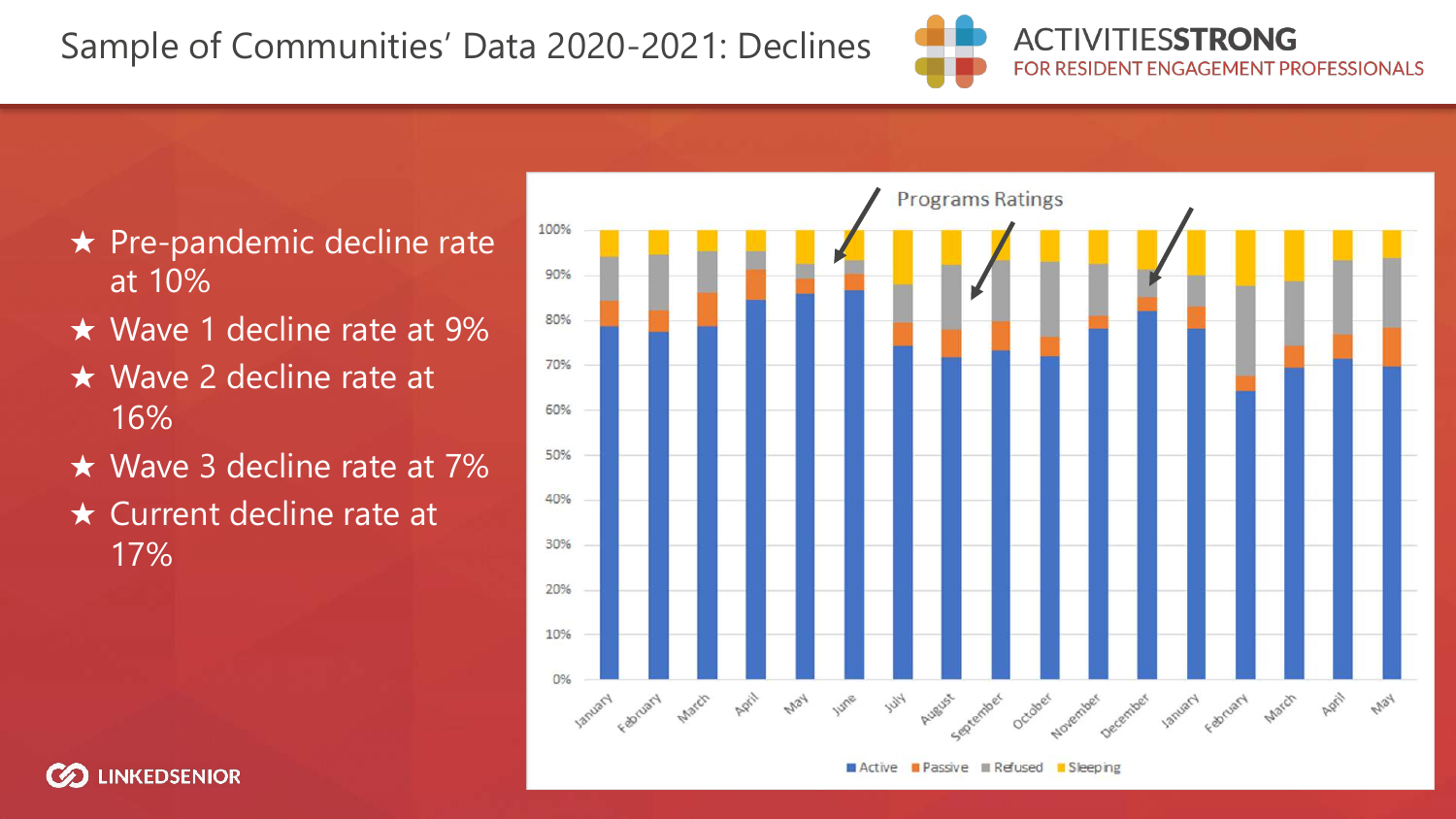# Sample of Communities' Data 2020-2021: Declines

- ★ Pre-pandemic decline rate at 10%
- ★ Wave 1 decline rate at 9%
- ★ Wave 2 decline rate at 16%
- ★ Wave 3 decline rate at 7%
- ★ Current decline rate at 17%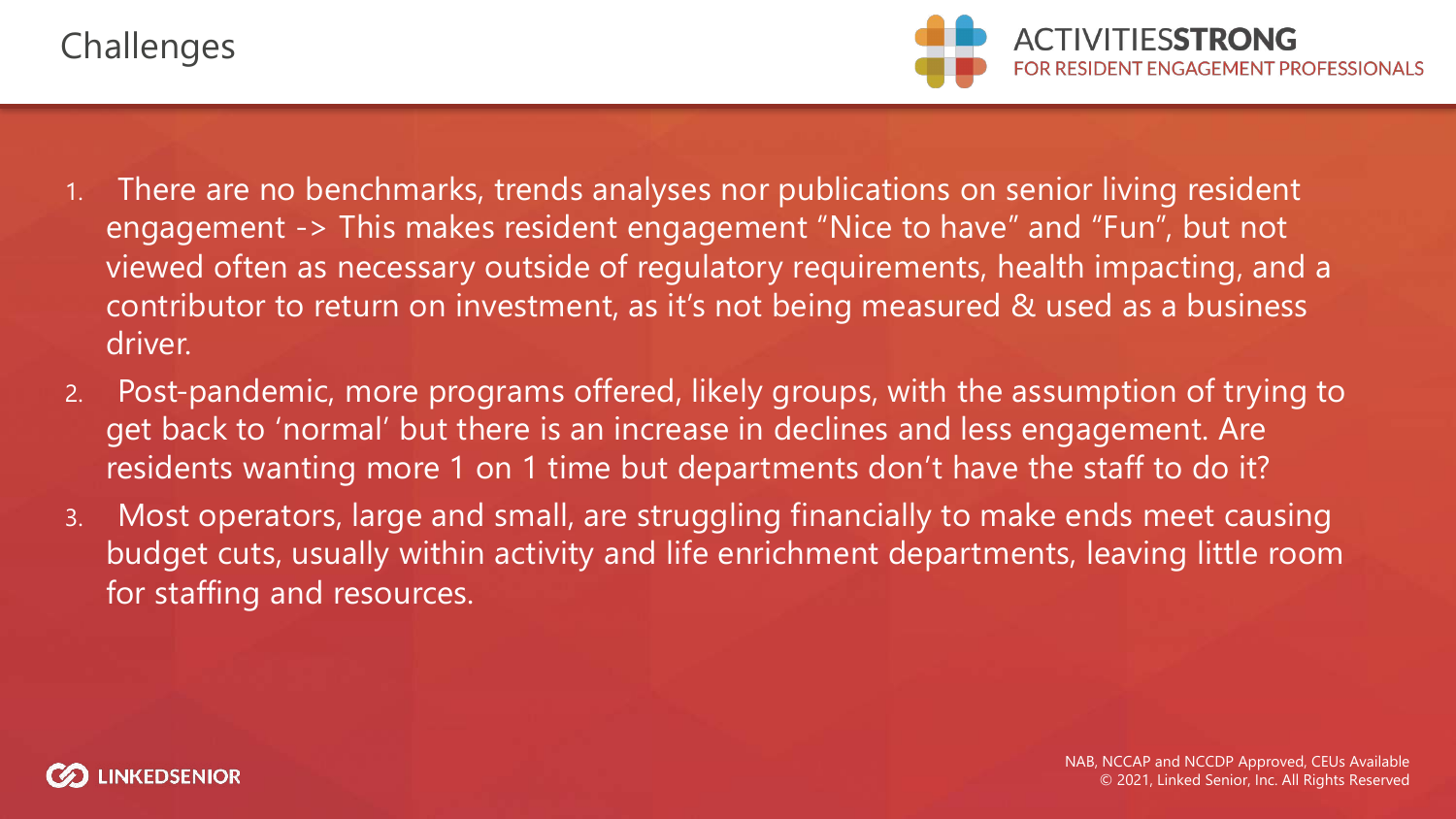# Challenges

1. There are no benchmarks, trends analyses nor publications on senior living resident engagement -> This makes resident engagement "Nice to have" and "Fun", but not viewed often as necessary outside of regulatory requirements, health impacting, and a contributor to return on investment, as it's not being measured & used as a business driver.
2. Post-pandemic, more programs offered, likely groups, with the assumption of trying to get back to 'normal' but there is an increase in declines and less engagement. Are residents wanting more 1 on 1 time but departments don't have the staff to do it?
3. Most operators, large and small, are struggling financially to make ends meet causing budget cuts, usually within activity and life enrichment departments, leaving little room for staffing and resources.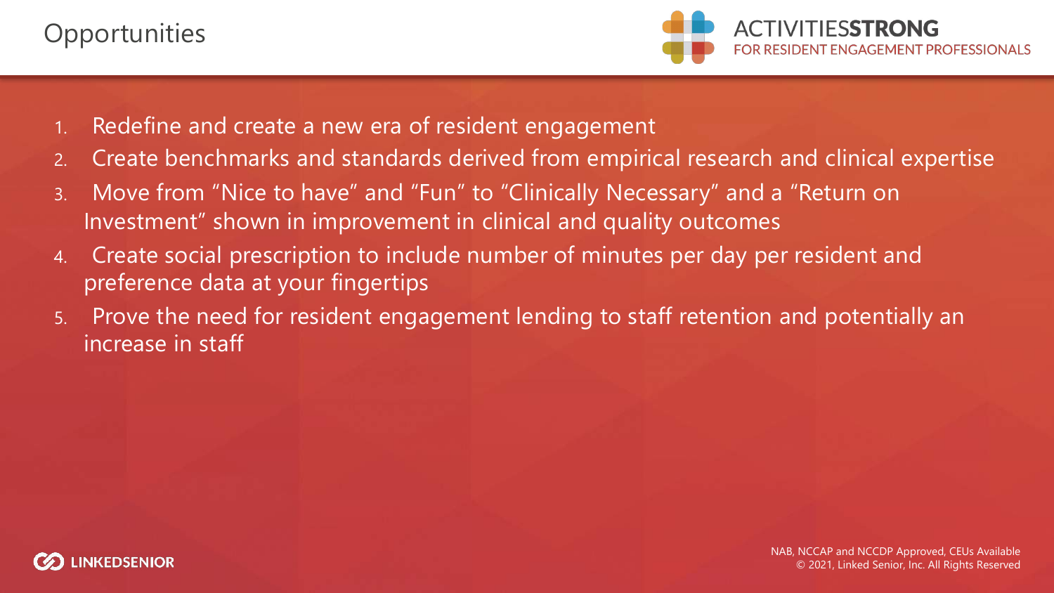# Opportunities

1. Redefine and create a new era of resident engagement
2. Create benchmarks and standards derived from empirical research and clinical expertise
3. Move from “Nice to have” and “Fun” to “Clinically Necessary” and a “Return on Investment” shown in improvement in clinical and quality outcomes
4. Create social prescription to include number of minutes per day per resident and preference data at your fingertips
5. Prove the need for resident engagement lending to staff retention and potentially an increase in staff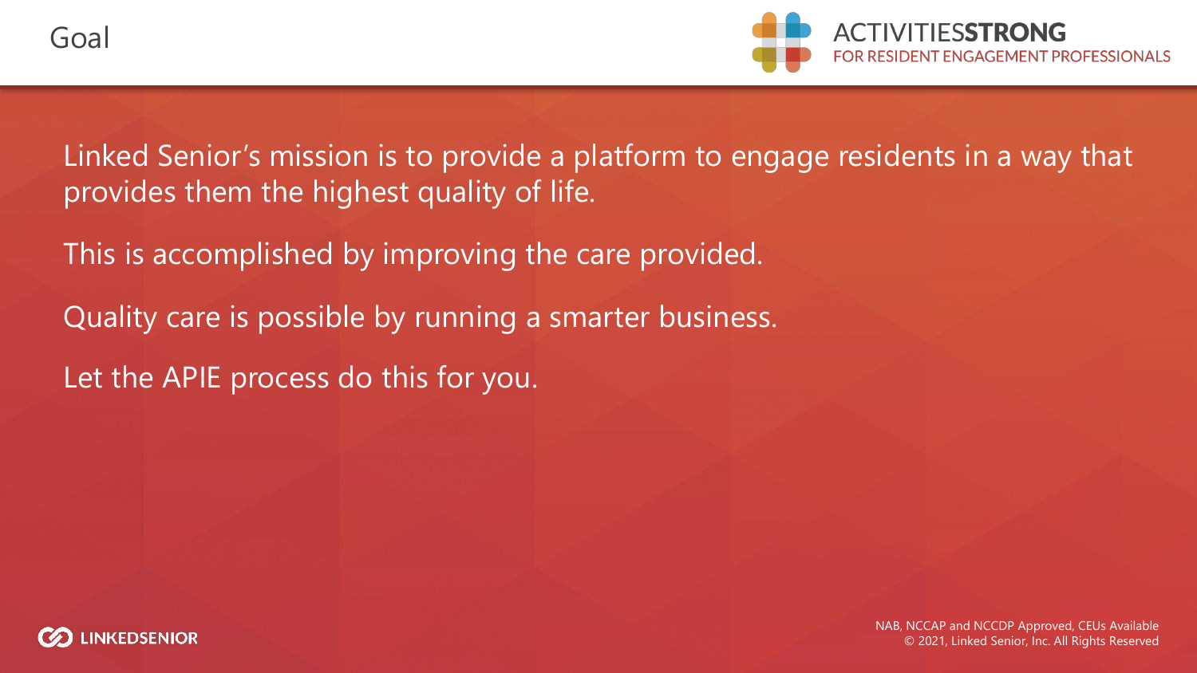# Goal

Linked Senior's mission is to provide a platform to engage residents in a way that provides them the highest quality of life.

This is accomplished by improving the care provided.

Quality care is possible by running a smarter business.

Let the APIE process do this for you.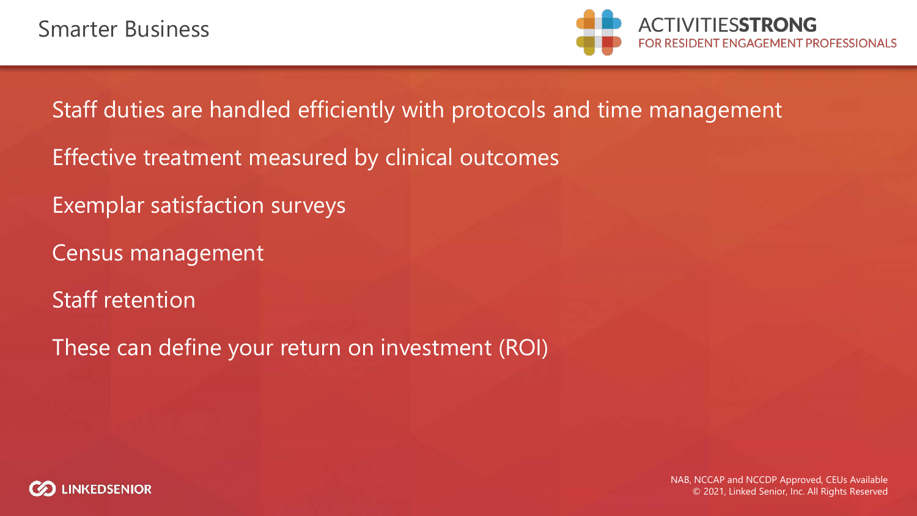# Smarter Business

- Staff duties are handled efficiently with protocols and time management
- Effective treatment measured by clinical outcomes
- Exemplar satisfaction surveys
- Census management
- Staff retention
- These can define your return on investment (ROI)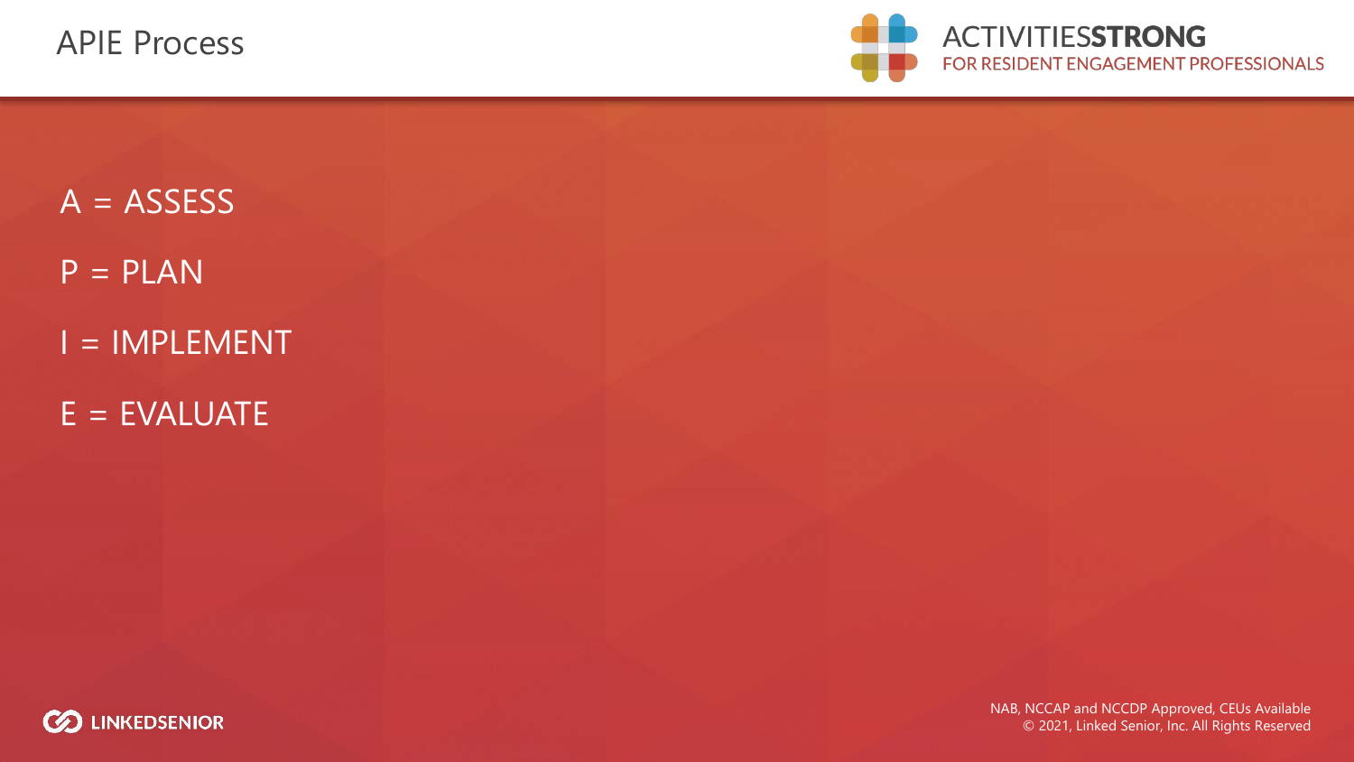# APIE Process

A = ASSESS

P = PLAN

I = IMPLEMENT

E = EVALUATE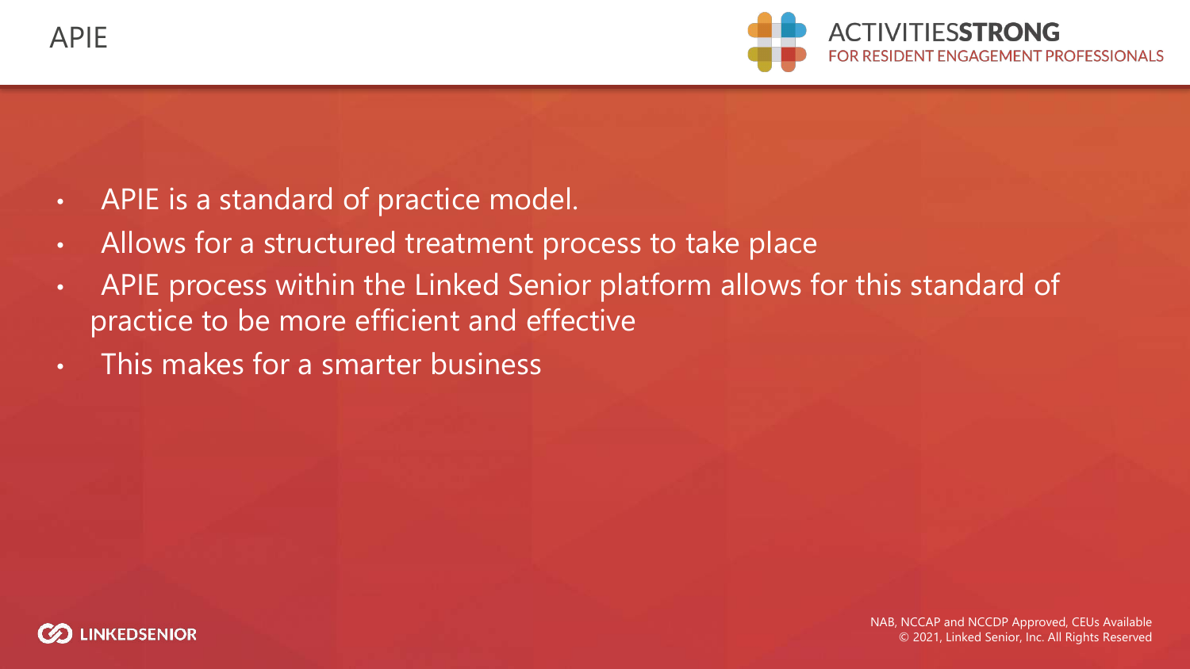# APIE

- APIE is a standard of practice model.
- Allows for a structured treatment process to take place
- APIE process within the Linked Senior platform allows for this standard of practice to be more efficient and effective
- This makes for a smarter business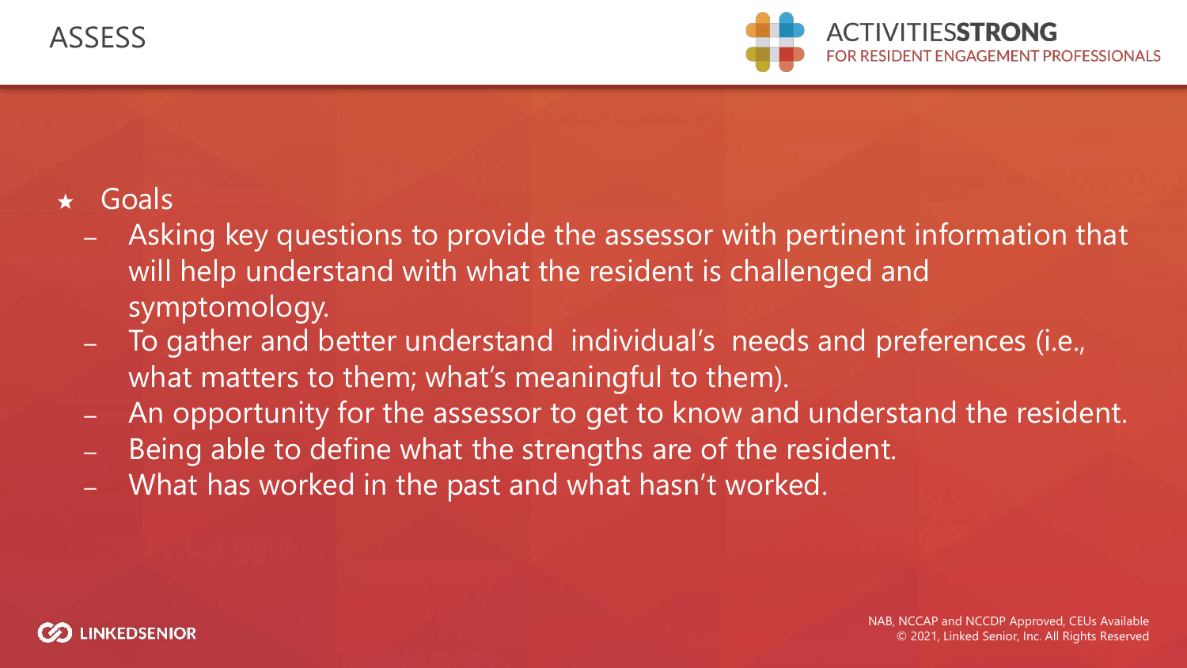# ASSESS

- Goals
  - Asking key questions to provide the assessor with pertinent information that will help understand with what the resident is challenged and symptomology.
  - To gather and better understand individual's needs and preferences (i.e., what matters to them; what's meaningful to them).
  - An opportunity for the assessor to get to know and understand the resident.
  - Being able to define what the strengths are of the resident.
  - What has worked in the past and what hasn't worked.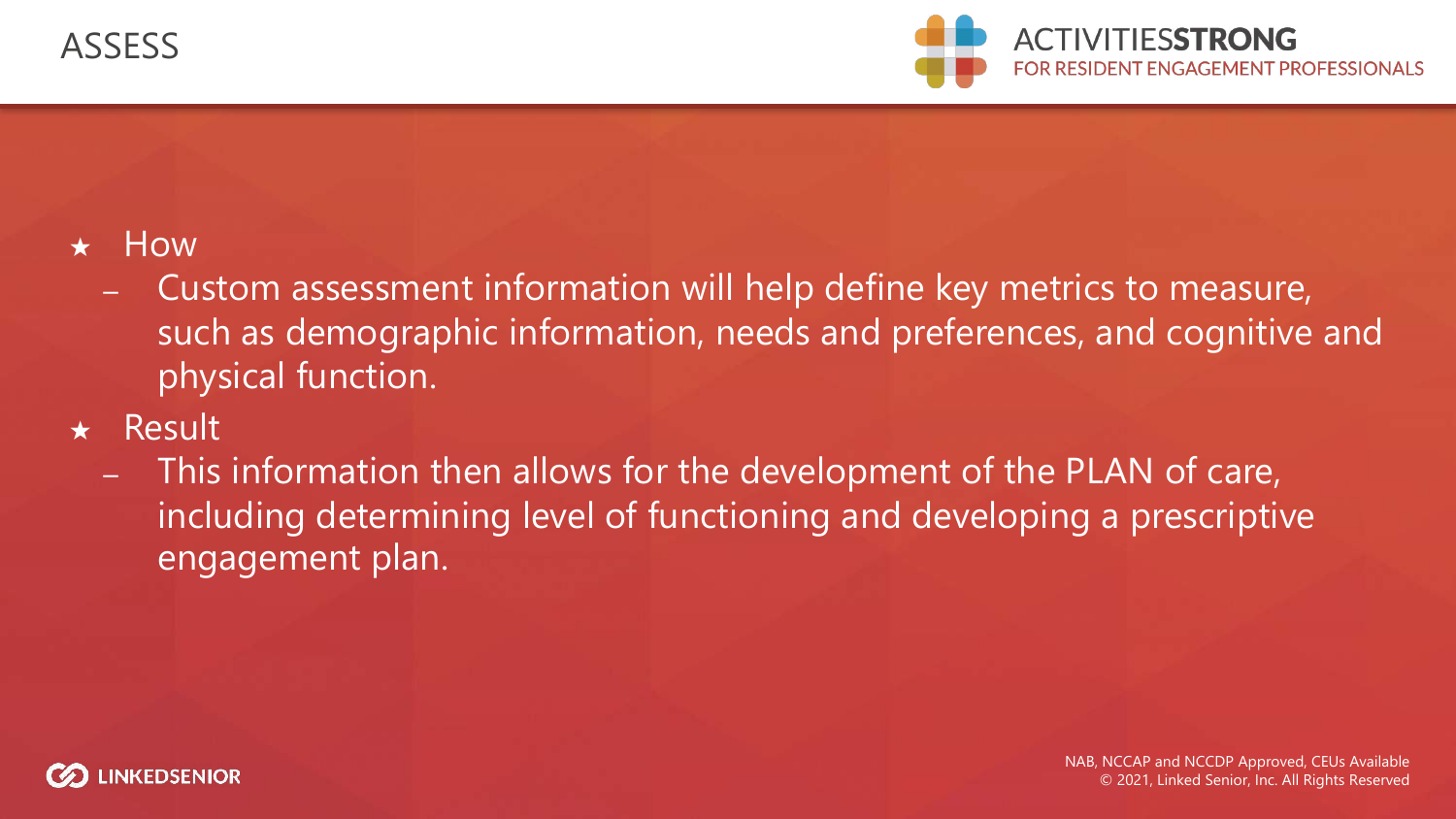# ASSESS

- How
  - Custom assessment information will help define key metrics to measure, such as demographic information, needs and preferences, and cognitive and physical function.
- Result
  - This information then allows for the development of the PLAN of care, including determining level of functioning and developing a prescriptive engagement plan.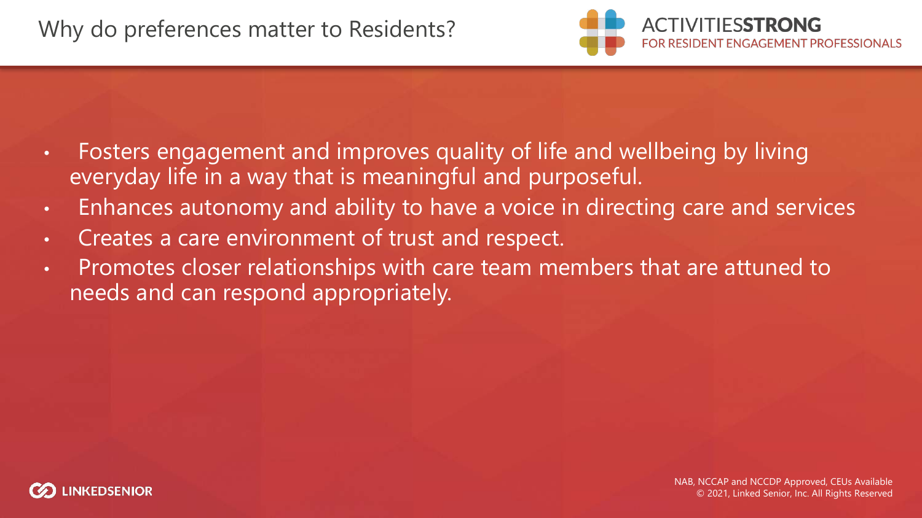# Why do preferences matter to Residents?

- Fosters engagement and improves quality of life and wellbeing by living everyday life in a way that is meaningful and purposeful.
- Enhances autonomy and ability to have a voice in directing care and services
- Creates a care environment of trust and respect.
- Promotes closer relationships with care team members that are attuned to needs and can respond appropriately.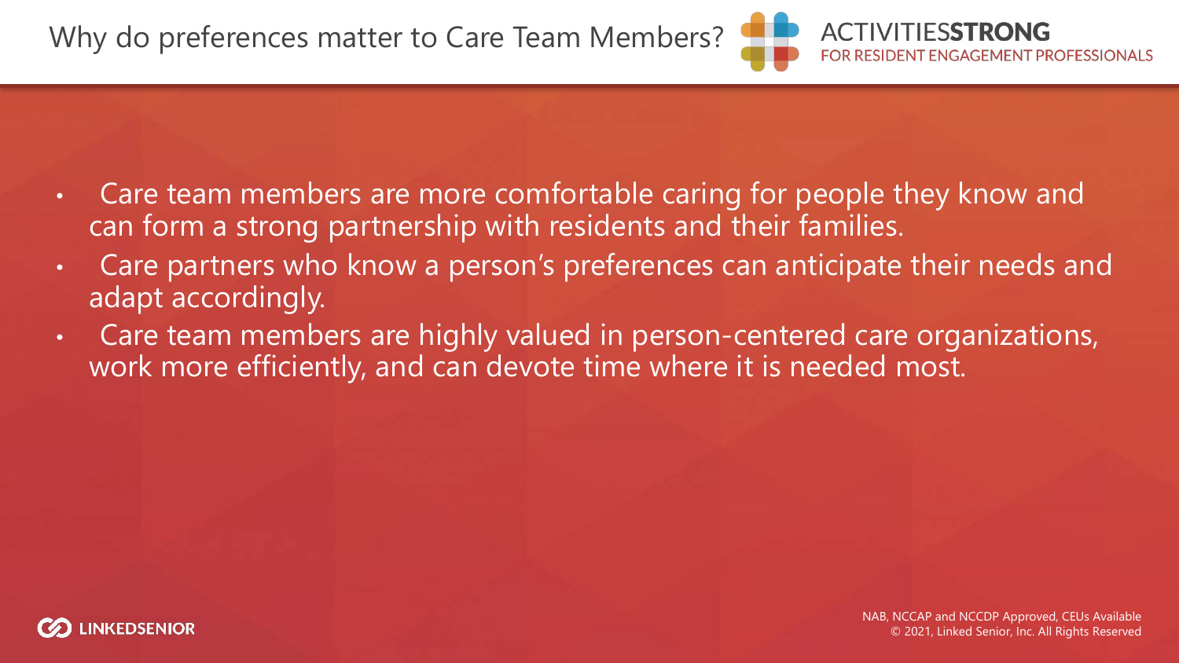# Why do preferences matter to Care Team Members?

- Care team members are more comfortable caring for people they know and can form a strong partnership with residents and their families.
- Care partners who know a person's preferences can anticipate their needs and adapt accordingly.
- Care team members are highly valued in person-centered care organizations, work more efficiently, and can devote time where it is needed most.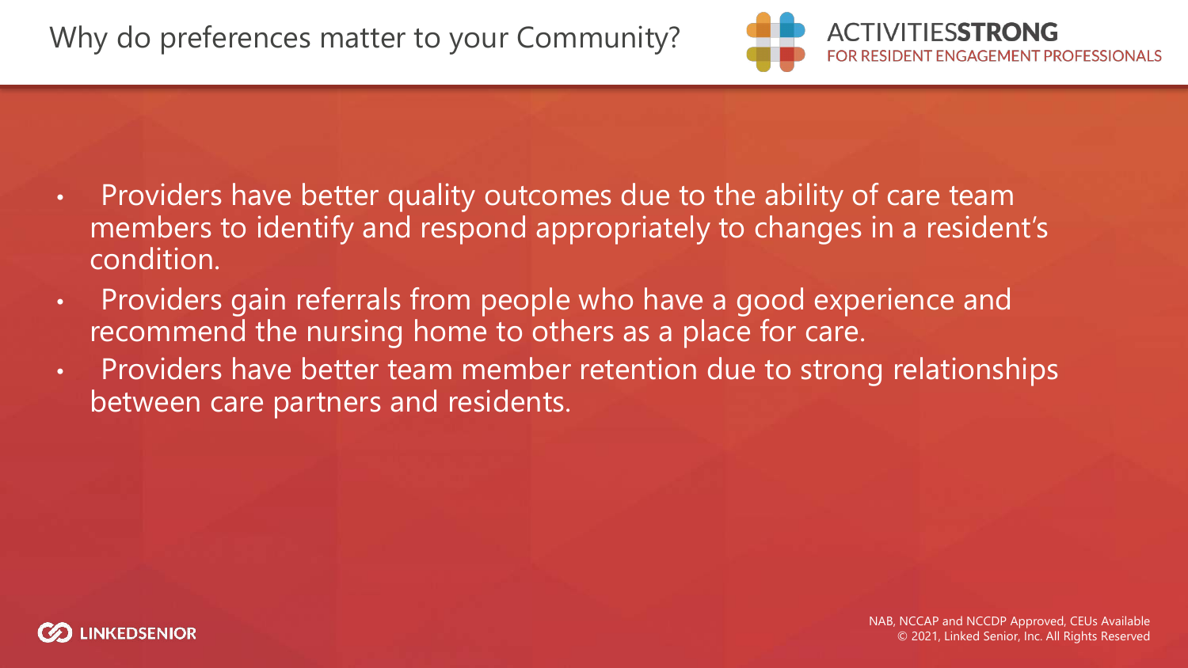# Why do preferences matter to your Community?

- Providers have better quality outcomes due to the ability of care team members to identify and respond appropriately to changes in a resident's condition.
- Providers gain referrals from people who have a good experience and recommend the nursing home to others as a place for care.
- Providers have better team member retention due to strong relationships between care partners and residents.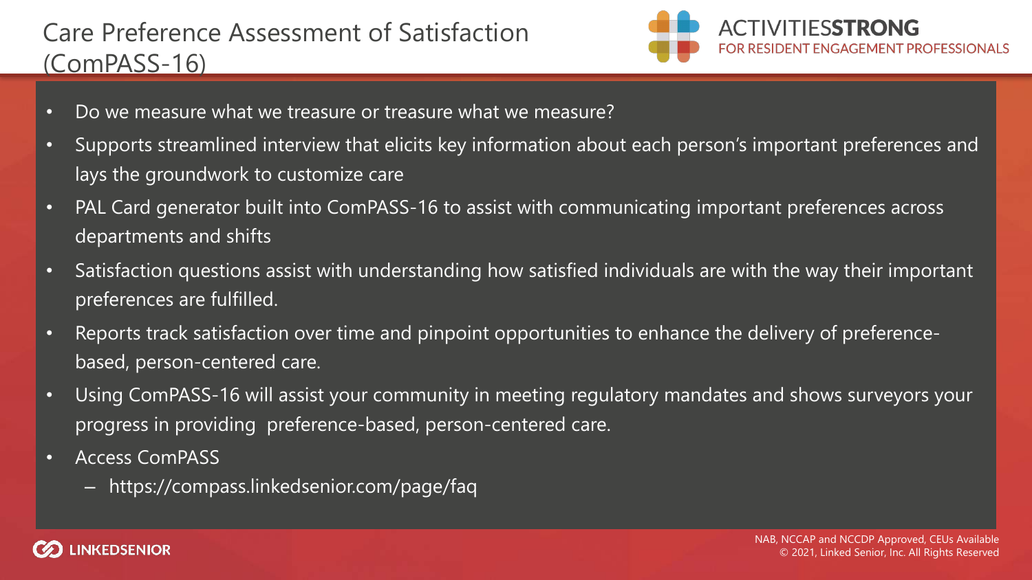# Care Preference Assessment of Satisfaction (ComPASS-16)

- Do we measure what we treasure or treasure what we measure?
- Supports streamlined interview that elicits key information about each person's important preferences and lays the groundwork to customize care
- PAL Card generator built into ComPASS-16 to assist with communicating important preferences across departments and shifts
- Satisfaction questions assist with understanding how satisfied individuals are with the way their important preferences are fulfilled.
- Reports track satisfaction over time and pinpoint opportunities to enhance the delivery of preference-based, person-centered care.
- Using ComPASS-16 will assist your community in meeting regulatory mandates and shows surveyors your progress in providing preference-based, person-centered care.
- Access ComPASS
  - https://compass.linkedsenior.com/page/faq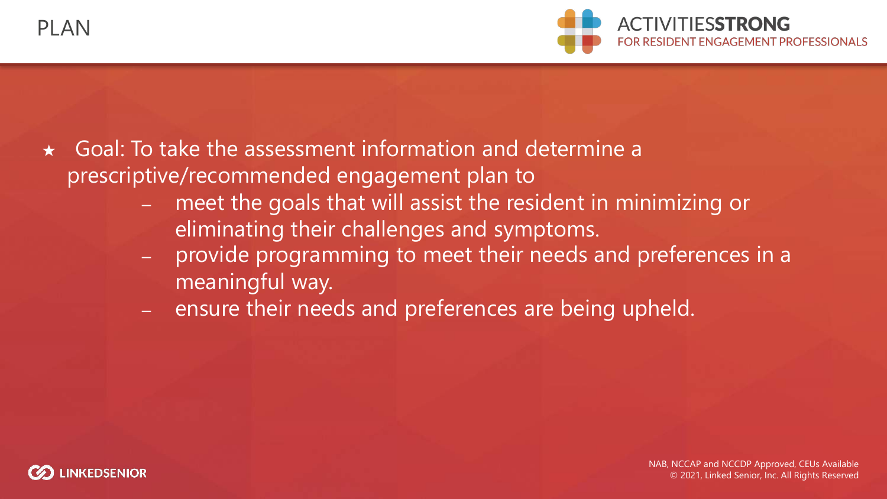# PLAN

- Goal: To take the assessment information and determine a prescriptive/recommended engagement plan to
  - meet the goals that will assist the resident in minimizing or eliminating their challenges and symptoms.
  - provide programming to meet their needs and preferences in a meaningful way.
  - ensure their needs and preferences are being upheld.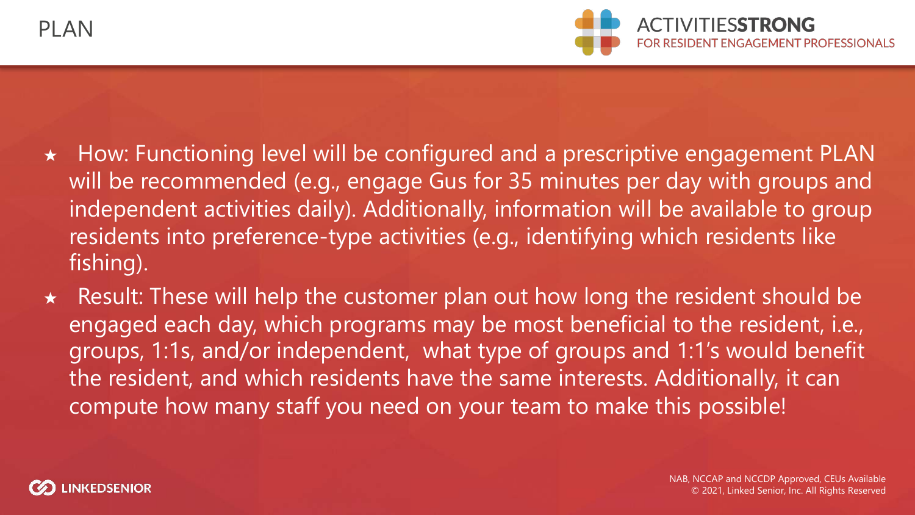# PLAN

- How: Functioning level will be configured and a prescriptive engagement PLAN will be recommended (e.g., engage Gus for 35 minutes per day with groups and independent activities daily). Additionally, information will be available to group residents into preference-type activities (e.g., identifying which residents like fishing).
- Result: These will help the customer plan out how long the resident should be engaged each day, which programs may be most beneficial to the resident, i.e., groups, 1:1s, and/or independent, what type of groups and 1:1's would benefit the resident, and which residents have the same interests. Additionally, it can compute how many staff you need on your team to make this possible!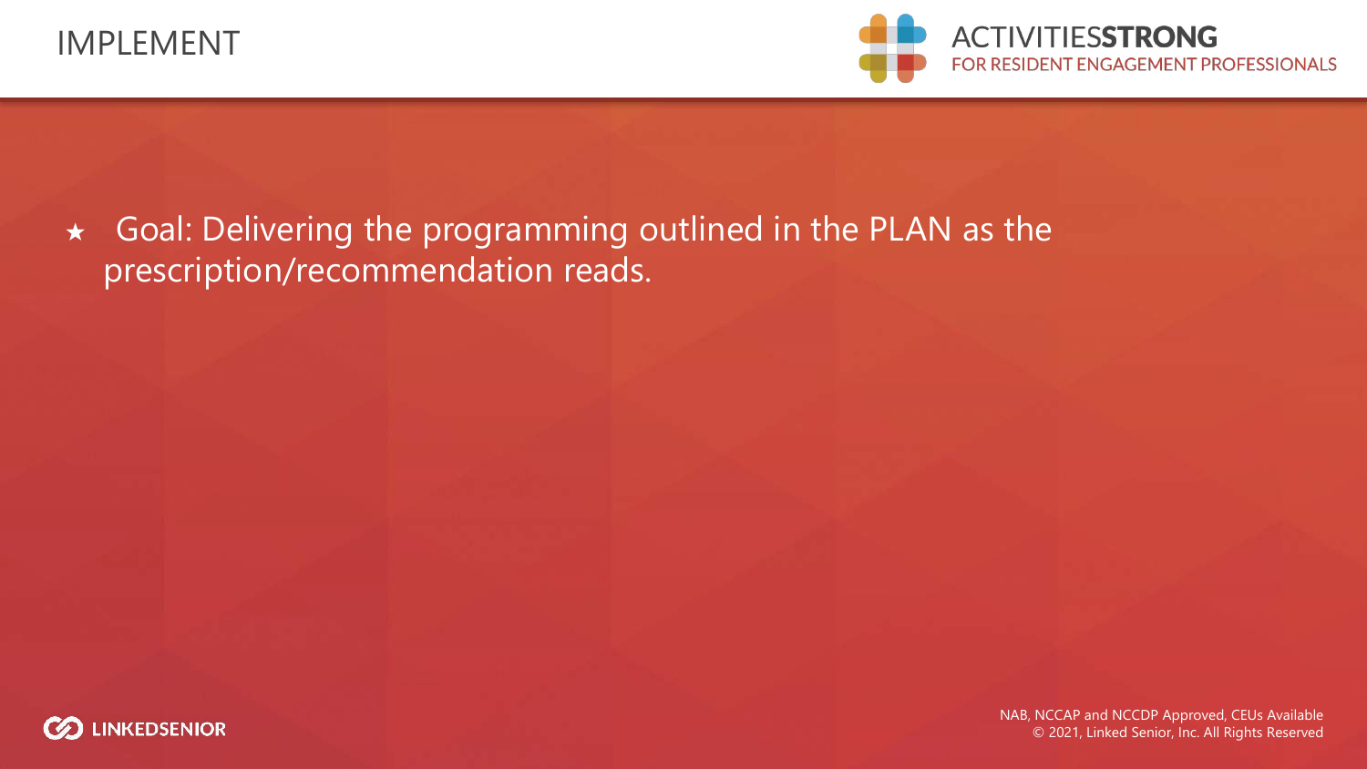# IMPLEMENT

- Goal: Delivering the programming outlined in the PLAN as the prescription/recommendation reads.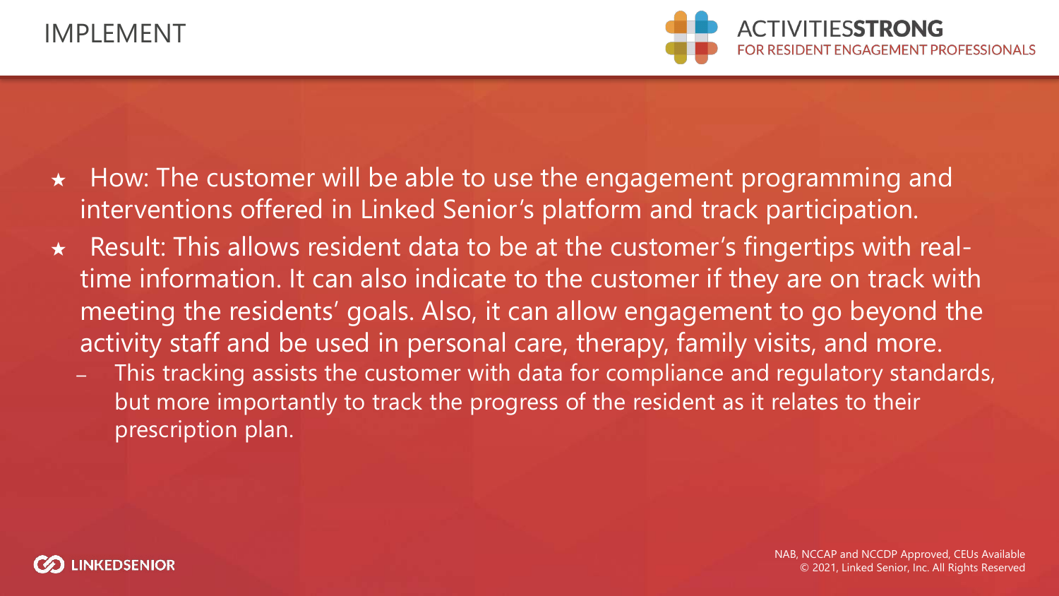# IMPLEMENT

- How: The customer will be able to use the engagement programming and interventions offered in Linked Senior's platform and track participation.
- Result: This allows resident data to be at the customer's fingertips with real-time information. It can also indicate to the customer if they are on track with meeting the residents' goals. Also, it can allow engagement to go beyond the activity staff and be used in personal care, therapy, family visits, and more.
  - This tracking assists the customer with data for compliance and regulatory standards, but more importantly to track the progress of the resident as it relates to their prescription plan.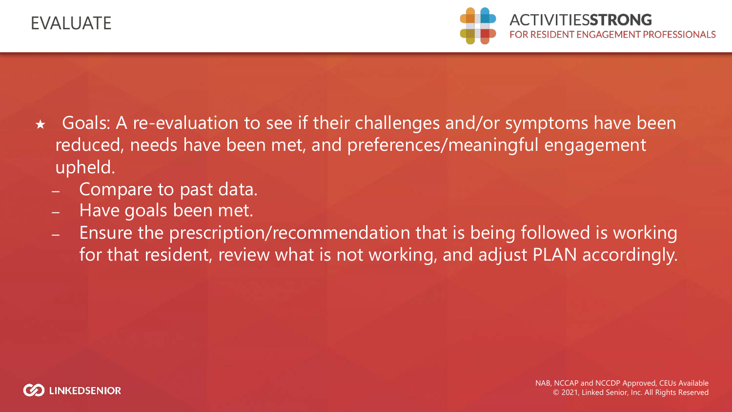# EVALUATE

- Goals: A re-evaluation to see if their challenges and/or symptoms have been reduced, needs have been met, and preferences/meaningful engagement upheld.
  - Compare to past data.
  - Have goals been met.
  - Ensure the prescription/recommendation that is being followed is working for that resident, review what is not working, and adjust PLAN accordingly.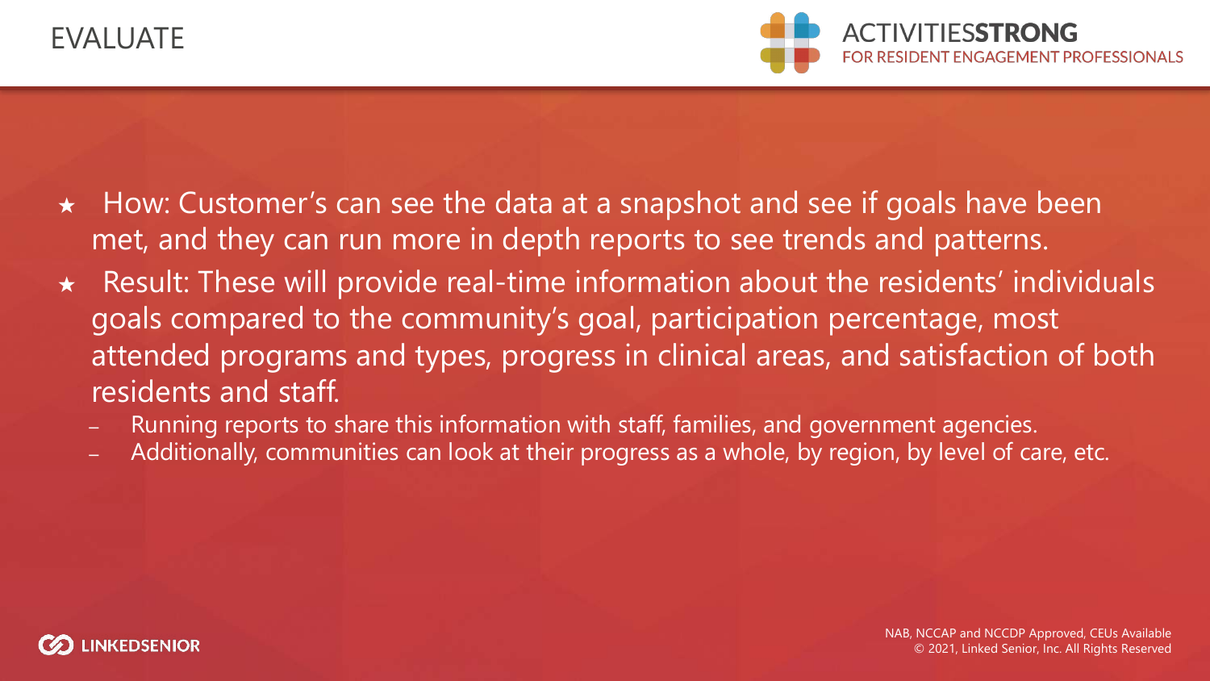# EVALUATE

- How: Customer's can see the data at a snapshot and see if goals have been met, and they can run more in depth reports to see trends and patterns.
- Result: These will provide real-time information about the residents' individuals goals compared to the community's goal, participation percentage, most attended programs and types, progress in clinical areas, and satisfaction of both residents and staff.
  - Running reports to share this information with staff, families, and government agencies.
  - Additionally, communities can look at their progress as a whole, by region, by level of care, etc.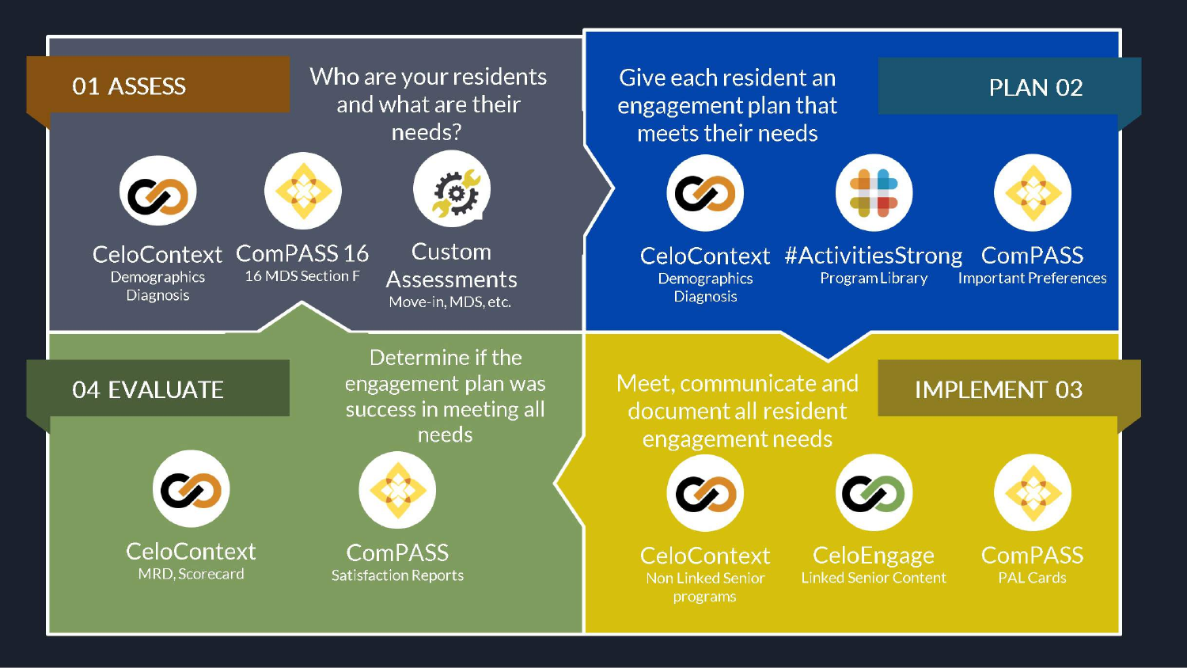## 01 ASSESS

Who are your residents and what are their needs?

- **CeloContext** – Demographics, Diagnosis
- **ComPASS 16** – 16 MDS Section F
- **Custom Assessments** – Move-in, MDS, etc.

## PLAN 02

Give each resident an engagement plan that meets their needs

- **CeloContext** – Demographics, Diagnosis
- **#ActivitiesStrong** – Program Library
- **ComPASS** – Important Preferences

## IMPLEMENT 03

Meet, communicate and document all resident engagement needs

- **CeloContext** – Non Linked Senior programs
- **CeloEngage** – Linked Senior Content
- **ComPASS** – PAL Cards

## 04 EVALUATE

Determine if the engagement plan was success in meeting all needs

- **CeloContext** – MRD, Scorecard
- **ComPASS** – Satisfaction Reports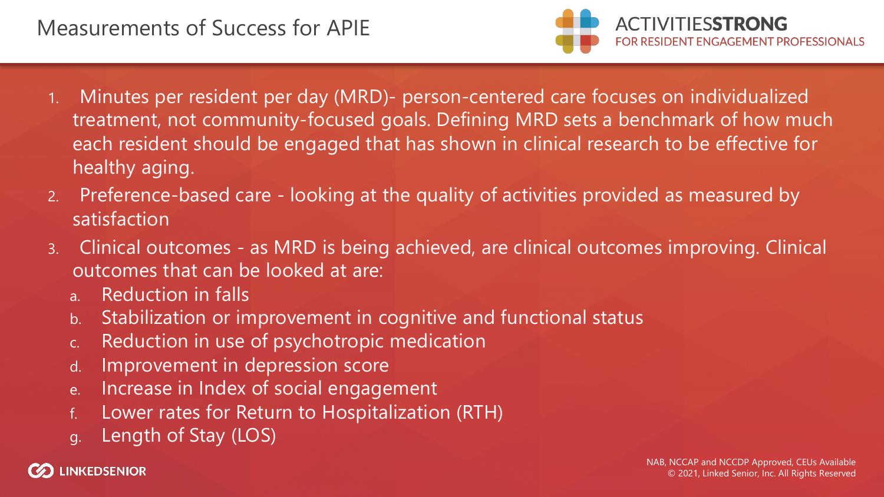# Measurements of Success for APIE

1. Minutes per resident per day (MRD)- person-centered care focuses on individualized treatment, not community-focused goals. Defining MRD sets a benchmark of how much each resident should be engaged that has shown in clinical research to be effective for healthy aging.
2. Preference-based care - looking at the quality of activities provided as measured by satisfaction
3. Clinical outcomes - as MRD is being achieved, are clinical outcomes improving. Clinical outcomes that can be looked at are:
   a. Reduction in falls
   b. Stabilization or improvement in cognitive and functional status
   c. Reduction in use of psychotropic medication
   d. Improvement in depression score
   e. Increase in Index of social engagement
   f. Lower rates for Return to Hospitalization (RTH)
   g. Length of Stay (LOS)

NAB, NCCAP and NCCDP Approved, CEUs Available
© 2021, Linked Senior, Inc. All Rights Reserved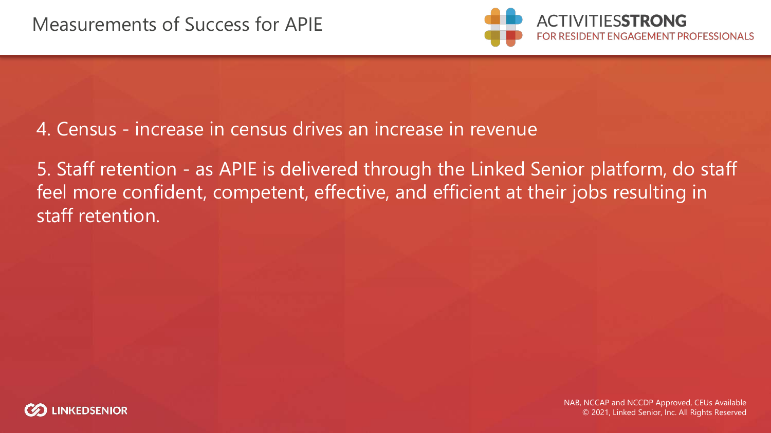# Measurements of Success for APIE

4. Census - increase in census drives an increase in revenue

5. Staff retention - as APIE is delivered through the Linked Senior platform, do staff feel more confident, competent, effective, and efficient at their jobs resulting in staff retention.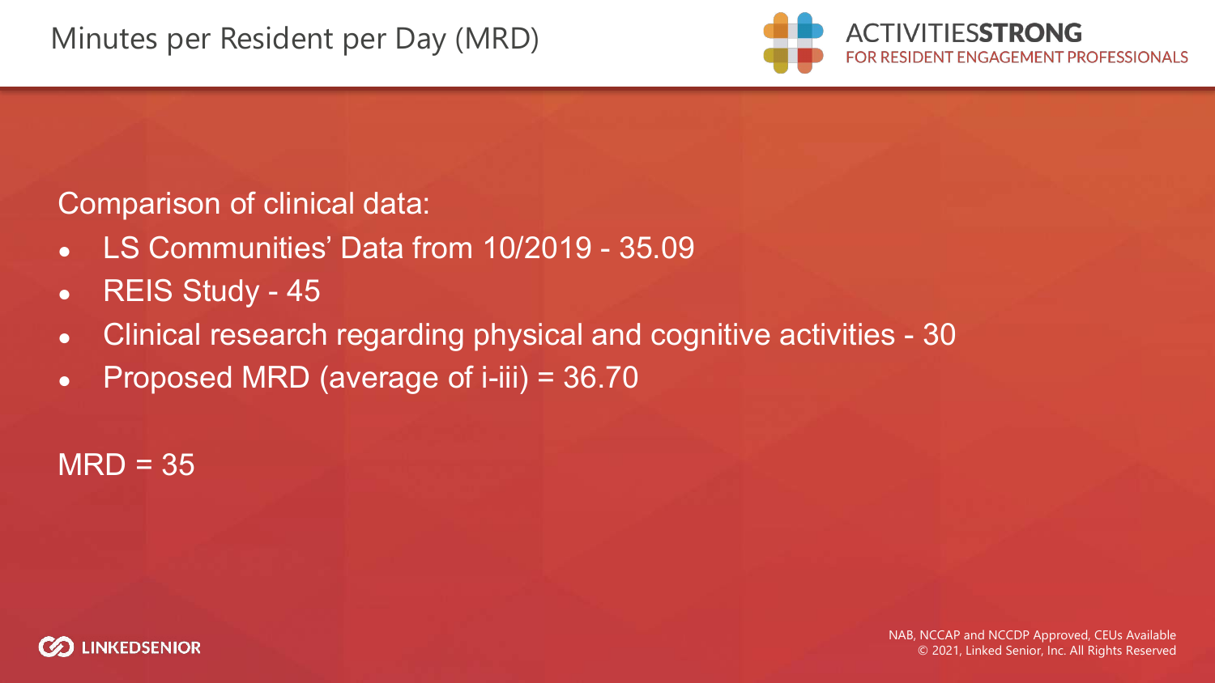# Minutes per Resident per Day (MRD)

Comparison of clinical data:

- LS Communities' Data from 10/2019 - 35.09
- REIS Study - 45
- Clinical research regarding physical and cognitive activities - 30
- Proposed MRD (average of i-iii) = 36.70

MRD = 35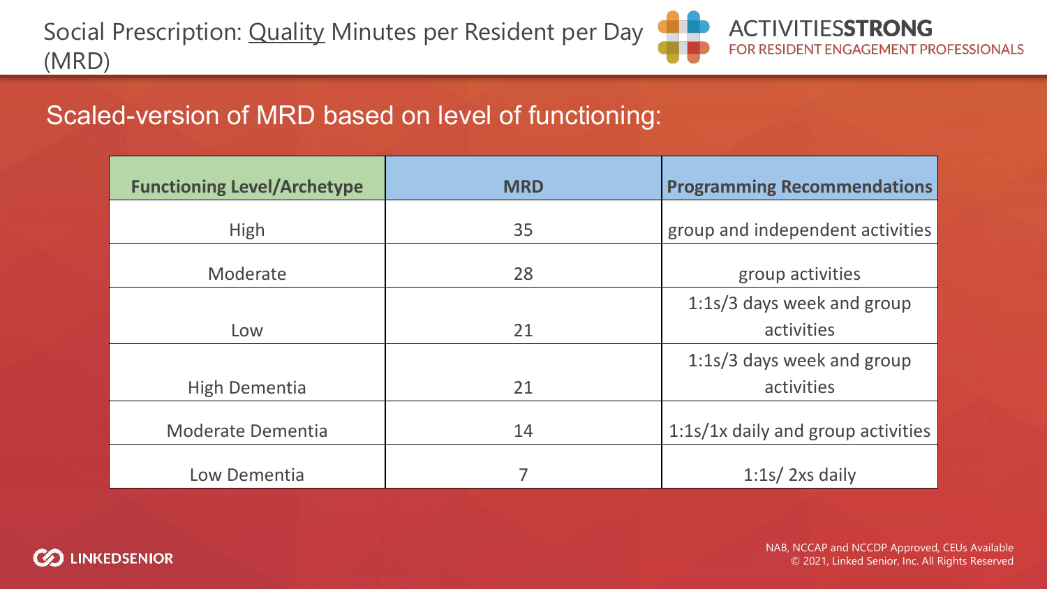# Social Prescription: Quality Minutes per Resident per Day (MRD)

## Scaled-version of MRD based on level of functioning:

| Functioning Level/Archetype | MRD | Programming Recommendations |
|---|---|---|
| High | 35 | group and independent activities |
| Moderate | 28 | group activities |
| Low | 21 | 1:1s/3 days week and group activities |
| High Dementia | 21 | 1:1s/3 days week and group activities |
| Moderate Dementia | 14 | 1:1s/1x daily and group activities |
| Low Dementia | 7 | 1:1s/ 2xs daily |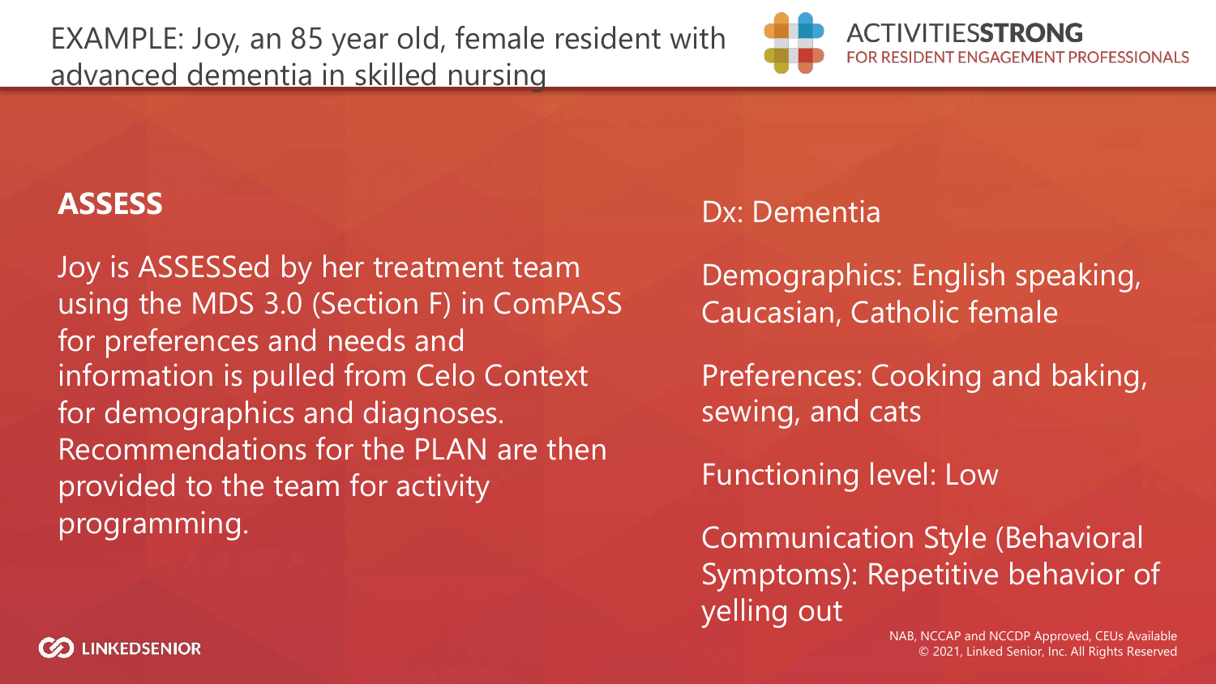# EXAMPLE: Joy, an 85 year old, female resident with advanced dementia in skilled nursing

## ASSESS

Joy is ASSESSed by her treatment team using the MDS 3.0 (Section F) in ComPASS for preferences and needs and information is pulled from Celo Context for demographics and diagnoses. Recommendations for the PLAN are then provided to the team for activity programming.

Dx: Dementia

Demographics: English speaking, Caucasian, Catholic female

Preferences: Cooking and baking, sewing, and cats

Functioning level: Low

Communication Style (Behavioral Symptoms): Repetitive behavior of yelling out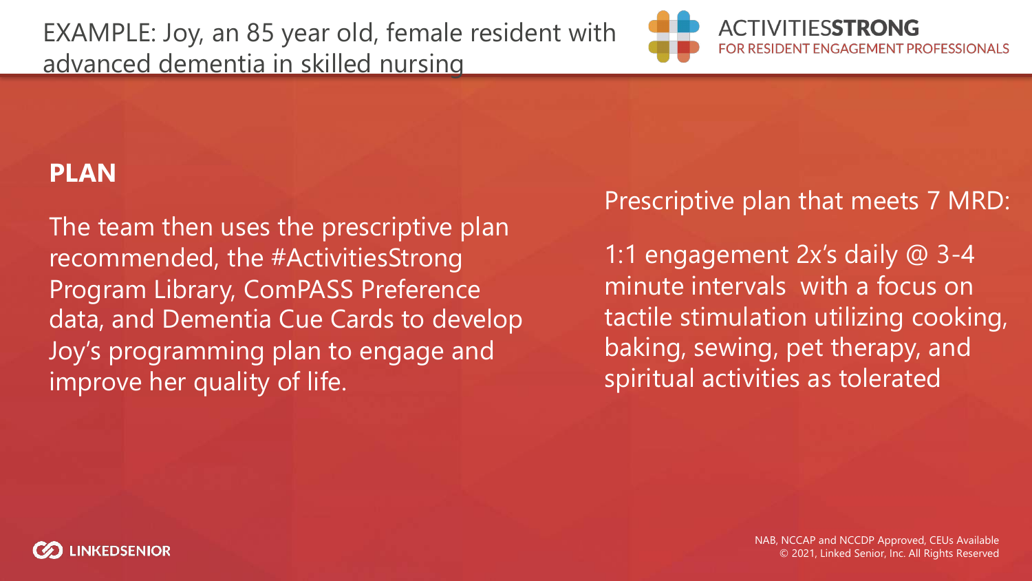# EXAMPLE: Joy, an 85 year old, female resident with advanced dementia in skilled nursing

## PLAN

The team then uses the prescriptive plan recommended, the #ActivitiesStrong Program Library, ComPASS Preference data, and Dementia Cue Cards to develop Joy's programming plan to engage and improve her quality of life.

Prescriptive plan that meets 7 MRD:

1:1 engagement 2x's daily @ 3-4 minute intervals with a focus on tactile stimulation utilizing cooking, baking, sewing, pet therapy, and spiritual activities as tolerated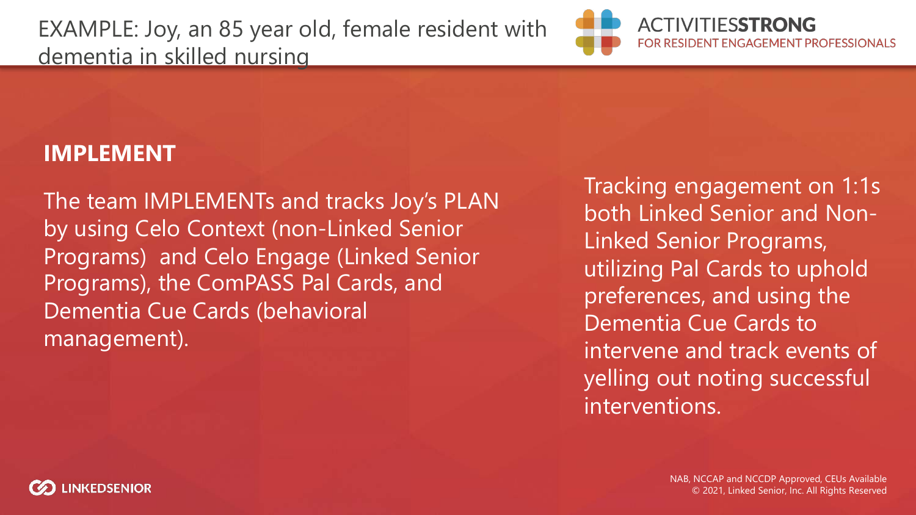# EXAMPLE: Joy, an 85 year old, female resident with dementia in skilled nursing

## IMPLEMENT

The team IMPLEMENTs and tracks Joy's PLAN by using Celo Context (non-Linked Senior Programs) and Celo Engage (Linked Senior Programs), the ComPASS Pal Cards, and Dementia Cue Cards (behavioral management).

Tracking engagement on 1:1s both Linked Senior and Non-Linked Senior Programs, utilizing Pal Cards to uphold preferences, and using the Dementia Cue Cards to intervene and track events of yelling out noting successful interventions.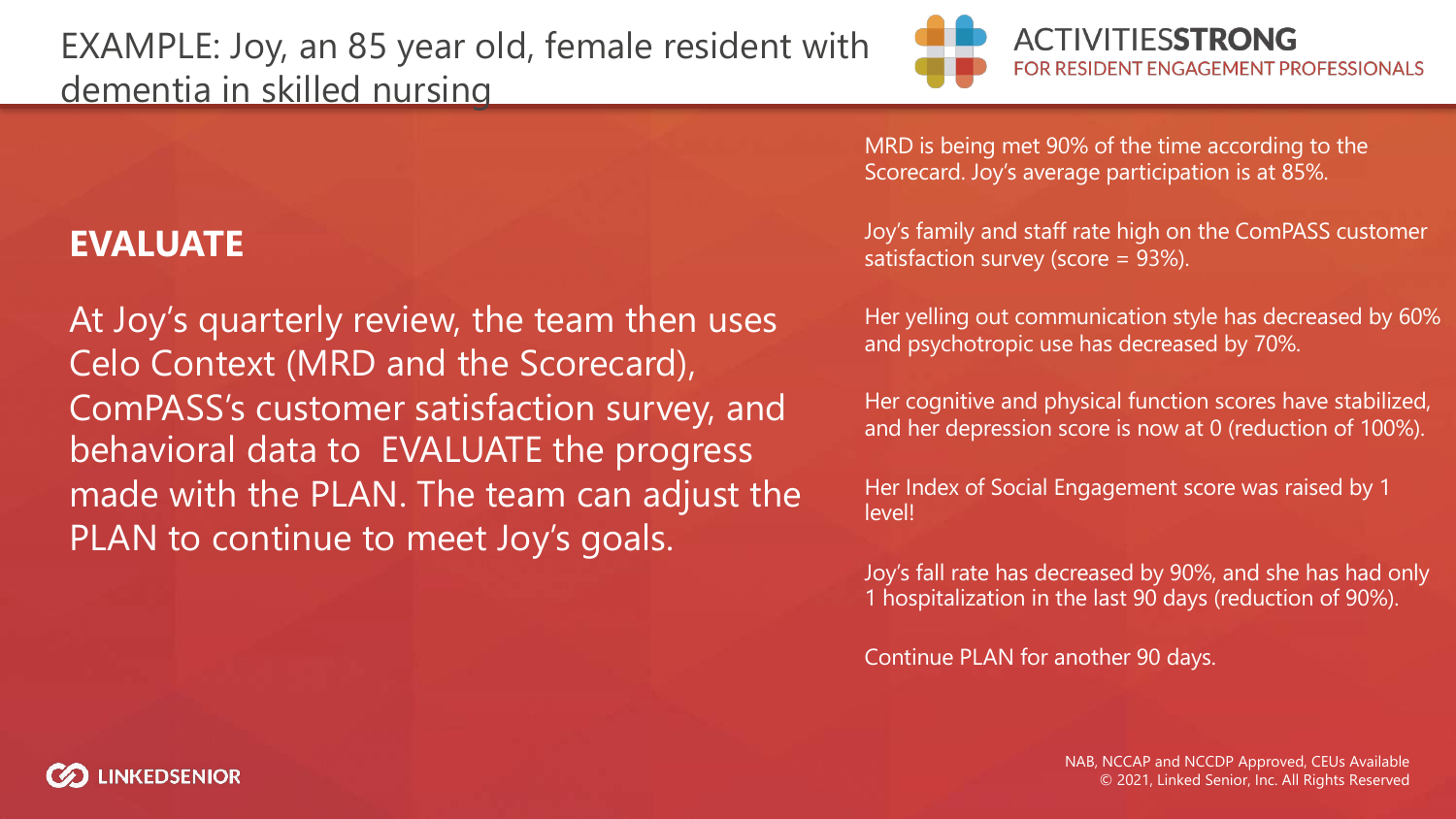# EXAMPLE: Joy, an 85 year old, female resident with dementia in skilled nursing

## EVALUATE

At Joy's quarterly review, the team then uses Celo Context (MRD and the Scorecard), ComPASS's customer satisfaction survey, and behavioral data to EVALUATE the progress made with the PLAN. The team can adjust the PLAN to continue to meet Joy's goals.

MRD is being met 90% of the time according to the Scorecard. Joy's average participation is at 85%.

Joy's family and staff rate high on the ComPASS customer satisfaction survey (score = 93%).

Her yelling out communication style has decreased by 60% and psychotropic use has decreased by 70%.

Her cognitive and physical function scores have stabilized, and her depression score is now at 0 (reduction of 100%).

Her Index of Social Engagement score was raised by 1 level!

Joy's fall rate has decreased by 90%, and she has had only 1 hospitalization in the last 90 days (reduction of 90%).

Continue PLAN for another 90 days.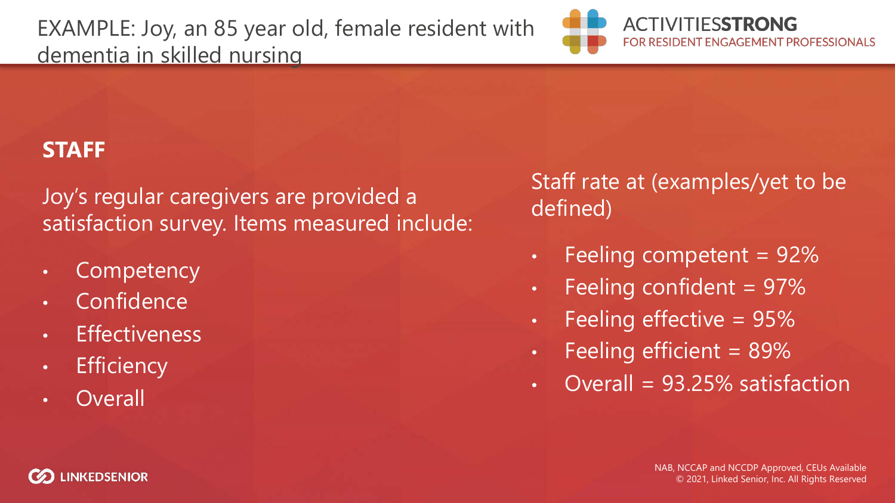# EXAMPLE: Joy, an 85 year old, female resident with dementia in skilled nursing

## STAFF

Joy's regular caregivers are provided a satisfaction survey. Items measured include:

- Competency
- Confidence
- Effectiveness
- Efficiency
- Overall

Staff rate at (examples/yet to be defined)

- Feeling competent = 92%
- Feeling confident = 97%
- Feeling effective = 95%
- Feeling efficient = 89%
- Overall = 93.25% satisfaction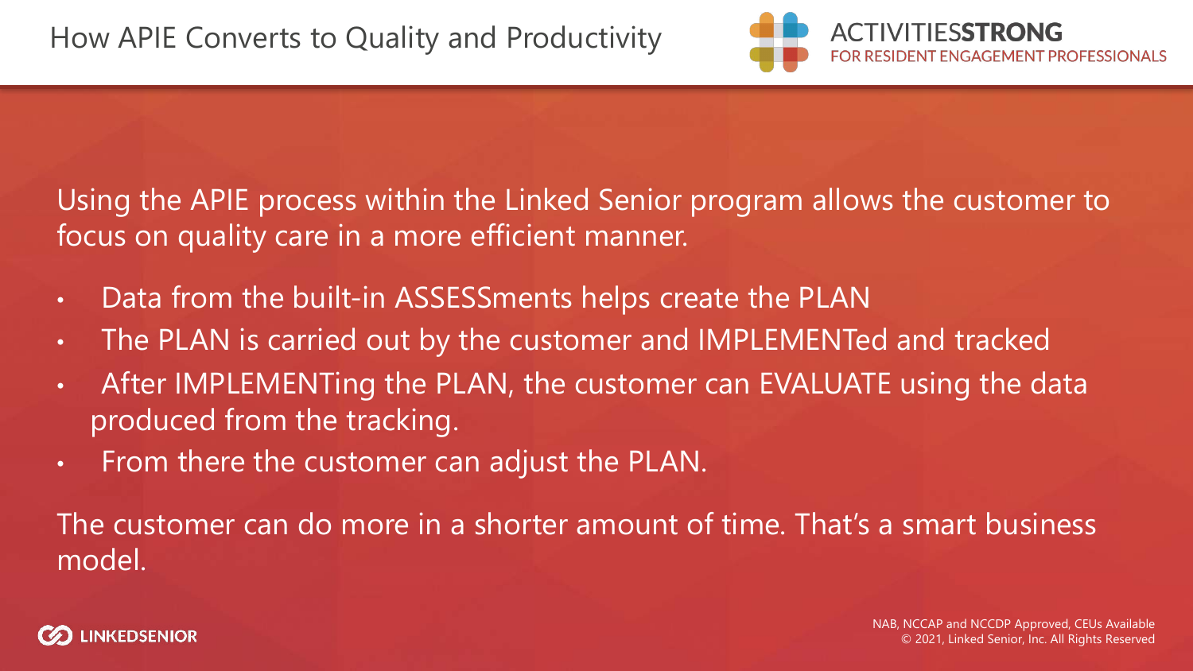# How APIE Converts to Quality and Productivity

Using the APIE process within the Linked Senior program allows the customer to focus on quality care in a more efficient manner.

- Data from the built-in ASSESSments helps create the PLAN
- The PLAN is carried out by the customer and IMPLEMENTed and tracked
- After IMPLEMENTing the PLAN, the customer can EVALUATE using the data produced from the tracking.
- From there the customer can adjust the PLAN.

The customer can do more in a shorter amount of time. That's a smart business model.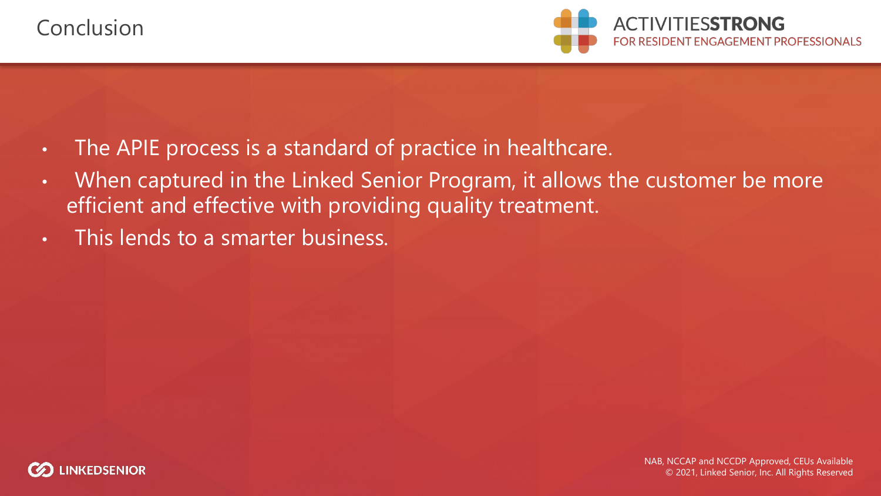# Conclusion

- The APIE process is a standard of practice in healthcare.
- When captured in the Linked Senior Program, it allows the customer be more efficient and effective with providing quality treatment.
- This lends to a smarter business.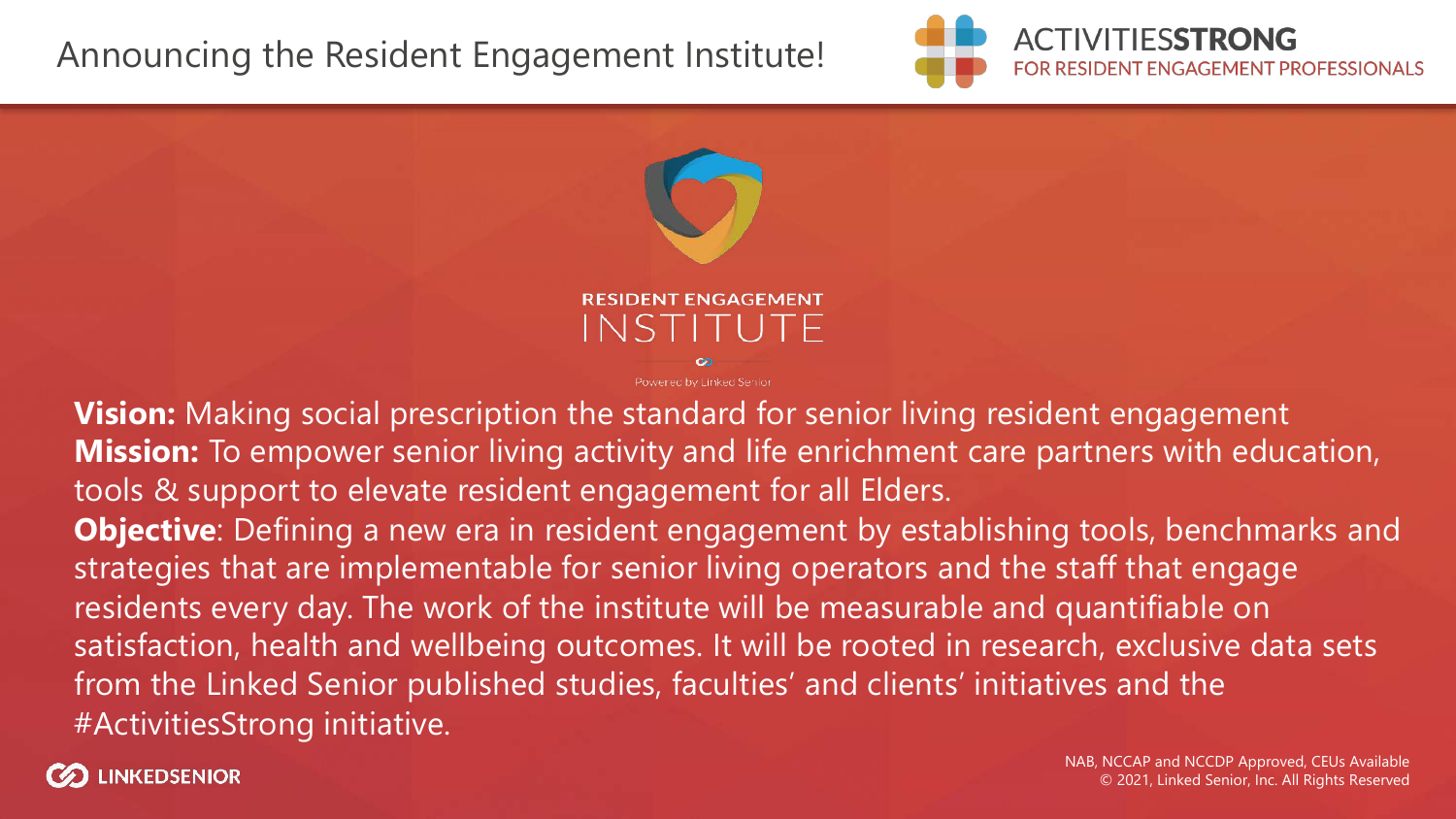# Announcing the Resident Engagement Institute!

ACTIVITIESSTRONG
FOR RESIDENT ENGAGEMENT PROFESSIONALS

RESIDENT ENGAGEMENT
INSTITUTE

Powered by Linked Senior

**Vision:** Making social prescription the standard for senior living resident engagement
**Mission:** To empower senior living activity and life enrichment care partners with education, tools & support to elevate resident engagement for all Elders.
**Objective**: Defining a new era in resident engagement by establishing tools, benchmarks and strategies that are implementable for senior living operators and the staff that engage residents every day. The work of the institute will be measurable and quantifiable on satisfaction, health and wellbeing outcomes. It will be rooted in research, exclusive data sets from the Linked Senior published studies, faculties' and clients' initiatives and the #ActivitiesStrong initiative.

LINKEDSENIOR

NAB, NCCAP and NCCDP Approved, CEUs Available
© 2021, Linked Senior, Inc. All Rights Reserved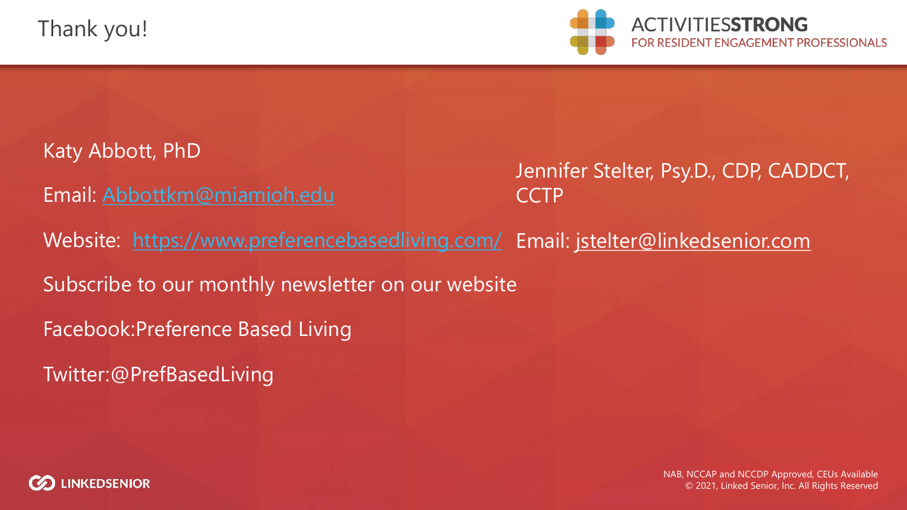# Thank you!

Katy Abbott, PhD

Email: Abbottkm@miamioh.edu

Website: https://www.preferencebasedliving.com/

Subscribe to our monthly newsletter on our website

Facebook:Preference Based Living

Twitter:@PrefBasedLiving

Jennifer Stelter, Psy.D., CDP, CADDCT, CCTP

Email: jstelter@linkedsenior.com